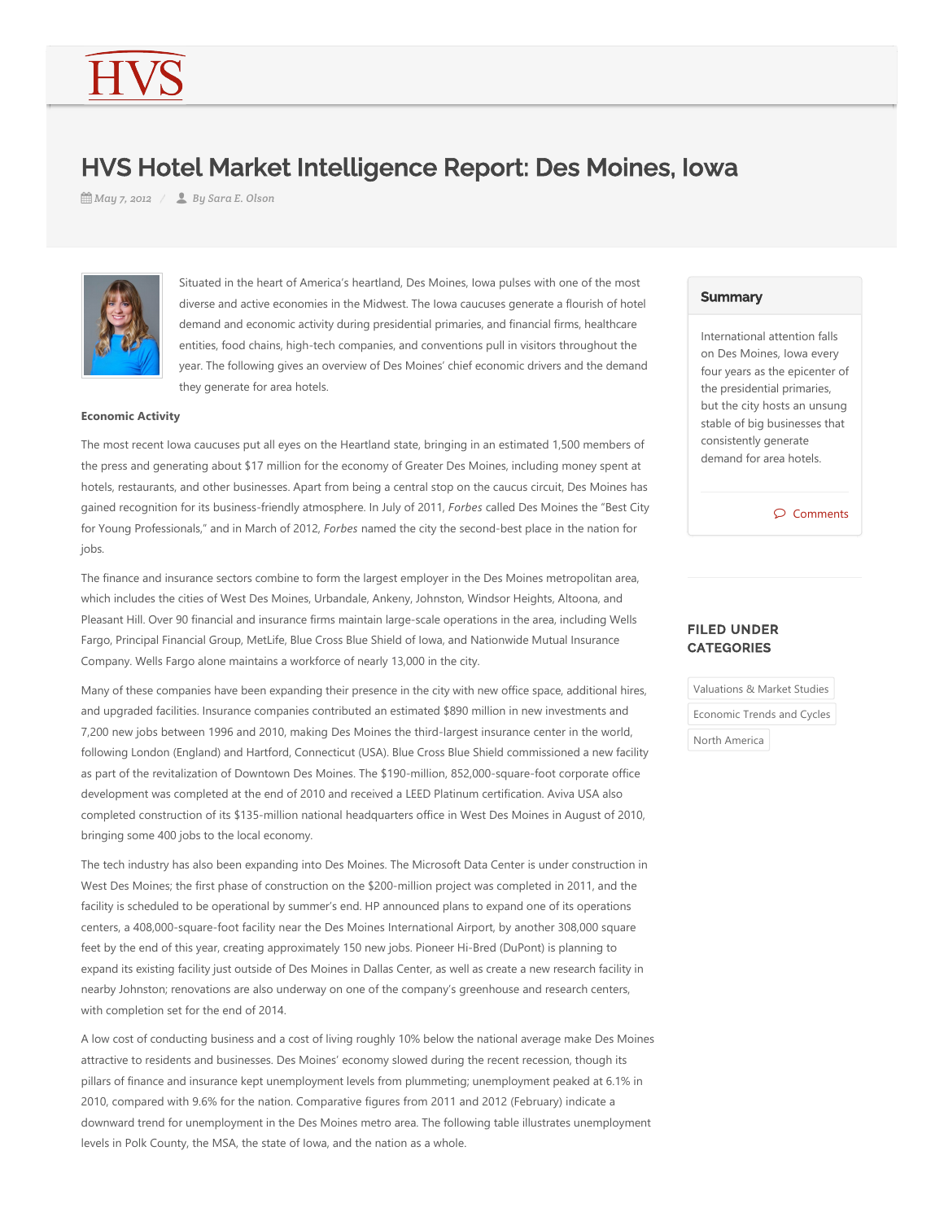# HVS Hotel Market Intelligence Report: Des Moines, Iowa

May 7, 2012 / By Sara E. Olson

Situated in the heart of America's heartland, Des Moines, Iowa pulses with one of the most diverse and active economies in the Midwest. The Iowa caucuses generate a flourish of hotel demand and economic activity during presidential primaries, and financial firms, healthcare entities, food chains, high-tech companies, and conventions pull in visitors throughout the year. The following gives an overview of Des Moines' chief economic drivers and the demand they generate for area hotels.

**Economic Activity**

The most recent Iowa caucuses put all eyes on the Heartland state, bringing in an estimated 1,500 members of the press and generating about $17 million for the economy of Greater Des Moines, including money spent at hotels, restaurants, and other businesses. Apart from being a central stop on the caucus circuit, Des Moines has gained recognition for its business-friendly atmosphere. In July of 2011, *Forbes* called Des Moines the "Best City for Young Professionals," and in March of 2012, *Forbes* named the city the second-best place in the nation for jobs.

The finance and insurance sectors combine to form the largest employer in the Des Moines metropolitan area, which includes the cities of West Des Moines, Urbandale, Ankeny, Johnston, Windsor Heights, Altoona, and Pleasant Hill. Over 90 financial and insurance firms maintain large-scale operations in the area, including Wells Fargo, Principal Financial Group, MetLife, Blue Cross Blue Shield of Iowa, and Nationwide Mutual Insurance Company. Wells Fargo alone maintains a workforce of nearly 13,000 in the city.

Many of these companies have been expanding their presence in the city with new office space, additional hires, and upgraded facilities. Insurance companies contributed an estimated $890 million in new investments and 7,200 new jobs between 1996 and 2010, making Des Moines the third-largest insurance center in the world, following London (England) and Hartford, Connecticut (USA). Blue Cross Blue Shield commissioned a new facility as part of the revitalization of Downtown Des Moines. The $190-million, 852,000-square-foot corporate office development was completed at the end of 2010 and received a LEED Platinum certification. Aviva USA also completed construction of its $135-million national headquarters office in West Des Moines in August of 2010, bringing some 400 jobs to the local economy.

The tech industry has also been expanding into Des Moines. The Microsoft Data Center is under construction in West Des Moines; the first phase of construction on the $200-million project was completed in 2011, and the facility is scheduled to be operational by summer's end. HP announced plans to expand one of its operations centers, a 408,000-square-foot facility near the Des Moines International Airport, by another 308,000 square feet by the end of this year, creating approximately 150 new jobs. Pioneer Hi-Bred (DuPont) is planning to expand its existing facility just outside of Des Moines in Dallas Center, as well as create a new research facility in nearby Johnston; renovations are also underway on one of the company's greenhouse and research centers, with completion set for the end of 2014.

A low cost of conducting business and a cost of living roughly 10% below the national average make Des Moines attractive to residents and businesses. Des Moines' economy slowed during the recent recession, though its pillars of finance and insurance kept unemployment levels from plummeting; unemployment peaked at 6.1% in 2010, compared with 9.6% for the nation. Comparative figures from 2011 and 2012 (February) indicate a downward trend for unemployment in the Des Moines metro area. The following table illustrates unemployment levels in Polk County, the MSA, the state of Iowa, and the nation as a whole.

## Summary

International attention falls on Des Moines, Iowa every four years as the epicenter of the presidential primaries, but the city hosts an unsung stable of big businesses that consistently generate demand for area hotels.

Comments

## FILED UNDER CATEGORIES

Valuations & Market Studies

Economic Trends and Cycles

North America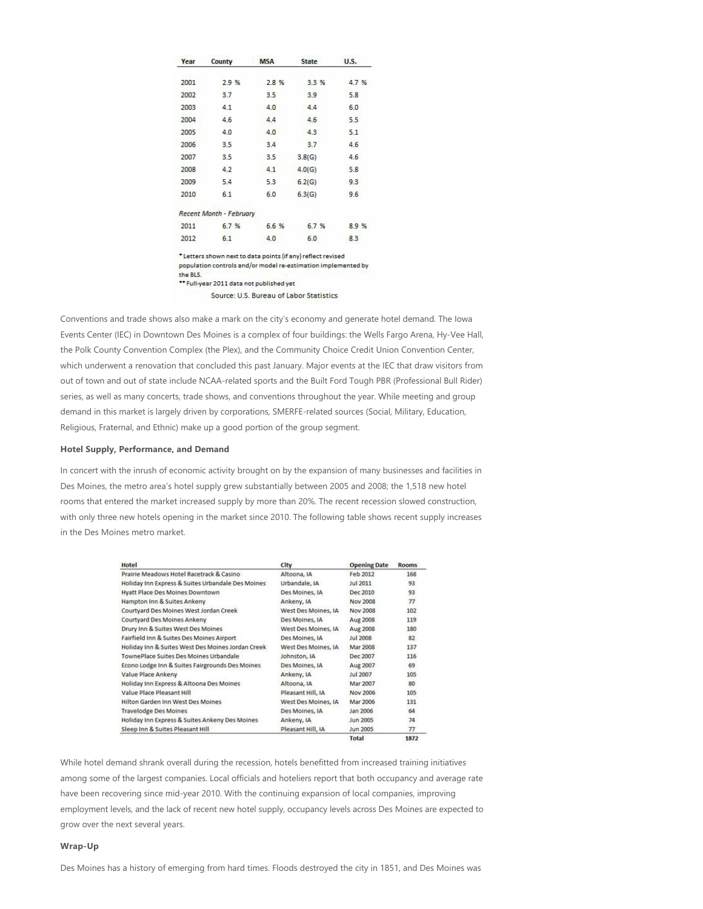| Year | County | MSA | State | U.S. |
|---|---|---|---|---|
| 2001 | 2.9 % | 2.8 % | 3.3 % | 4.7 % |
| 2002 | 3.7 | 3.5 | 3.9 | 5.8 |
| 2003 | 4.1 | 4.0 | 4.4 | 6.0 |
| 2004 | 4.6 | 4.4 | 4.6 | 5.5 |
| 2005 | 4.0 | 4.0 | 4.3 | 5.1 |
| 2006 | 3.5 | 3.4 | 3.7 | 4.6 |
| 2007 | 3.5 | 3.5 | 3.8(G) | 4.6 |
| 2008 | 4.2 | 4.1 | 4.0(G) | 5.8 |
| 2009 | 5.4 | 5.3 | 6.2(G) | 9.3 |
| 2010 | 6.1 | 6.0 | 6.3(G) | 9.6 |
| *Recent Month - February* | | | | |
| 2011 | 6.7 % | 6.6 % | 6.7 % | 8.9 % |
| 2012 | 6.1 | 4.0 | 6.0 | 8.3 |

* Letters shown next to data points (if any) reflect revised population controls and/or model re-estimation implemented by the BLS.
** Full-year 2011 data not published yet

Source: U.S. Bureau of Labor Statistics

Conventions and trade shows also make a mark on the city's economy and generate hotel demand. The Iowa Events Center (IEC) in Downtown Des Moines is a complex of four buildings: the Wells Fargo Arena, Hy-Vee Hall, the Polk County Convention Complex (the Plex), and the Community Choice Credit Union Convention Center, which underwent a renovation that concluded this past January. Major events at the IEC that draw visitors from out of town and out of state include NCAA-related sports and the Built Ford Tough PBR (Professional Bull Rider) series, as well as many concerts, trade shows, and conventions throughout the year. While meeting and group demand in this market is largely driven by corporations, SMERFE-related sources (Social, Military, Education, Religious, Fraternal, and Ethnic) make up a good portion of the group segment.

**Hotel Supply, Performance, and Demand**

In concert with the inrush of economic activity brought on by the expansion of many businesses and facilities in Des Moines, the metro area's hotel supply grew substantially between 2005 and 2008; the 1,518 new hotel rooms that entered the market increased supply by more than 20%. The recent recession slowed construction, with only three new hotels opening in the market since 2010. The following table shows recent supply increases in the Des Moines metro market.

| Hotel | City | Opening Date | Rooms |
|---|---|---|---|
| Prairie Meadows Hotel Racetrack & Casino | Altoona, IA | Feb 2012 | 168 |
| Holiday Inn Express & Suites Urbandale Des Moines | Urbandale, IA | Jul 2011 | 93 |
| Hyatt Place Des Moines Downtown | Des Moines, IA | Dec 2010 | 93 |
| Hampton Inn & Suites Ankeny | Ankeny, IA | Nov 2008 | 77 |
| Courtyard Des Moines West Jordan Creek | West Des Moines, IA | Nov 2008 | 102 |
| Courtyard Des Moines Ankeny | Des Moines, IA | Aug 2008 | 119 |
| Drury Inn & Suites West Des Moines | West Des Moines, IA | Aug 2008 | 180 |
| Fairfield Inn & Suites Des Moines Airport | Des Moines, IA | Jul 2008 | 82 |
| Holiday Inn & Suites West Des Moines Jordan Creek | West Des Moines, IA | Mar 2008 | 137 |
| TownePlace Suites Des Moines Urbandale | Johnston, IA | Dec 2007 | 116 |
| Econo Lodge Inn & Suites Fairgrounds Des Moines | Des Moines, IA | Aug 2007 | 69 |
| Value Place Ankeny | Ankeny, IA | Jul 2007 | 105 |
| Holiday Inn Express & Altoona Des Moines | Altoona, IA | Mar 2007 | 80 |
| Value Place Pleasant Hill | Pleasant Hill, IA | Nov 2006 | 105 |
| Hilton Garden Inn West Des Moines | West Des Moines, IA | Mar 2006 | 131 |
| Travelodge Des Moines | Des Moines, IA | Jan 2006 | 64 |
| Holiday Inn Express & Suites Ankeny Des Moines | Ankeny, IA | Jun 2005 | 74 |
| Sleep Inn & Suites Pleasant Hill | Pleasant Hill, IA | Jun 2005 | 77 |
| | | Total | 1872 |

While hotel demand shrank overall during the recession, hotels benefitted from increased training initiatives among some of the largest companies. Local officials and hoteliers report that both occupancy and average rate have been recovering since mid-year 2010. With the continuing expansion of local companies, improving employment levels, and the lack of recent new hotel supply, occupancy levels across Des Moines are expected to grow over the next several years.

**Wrap-Up**

Des Moines has a history of emerging from hard times. Floods destroyed the city in 1851, and Des Moines was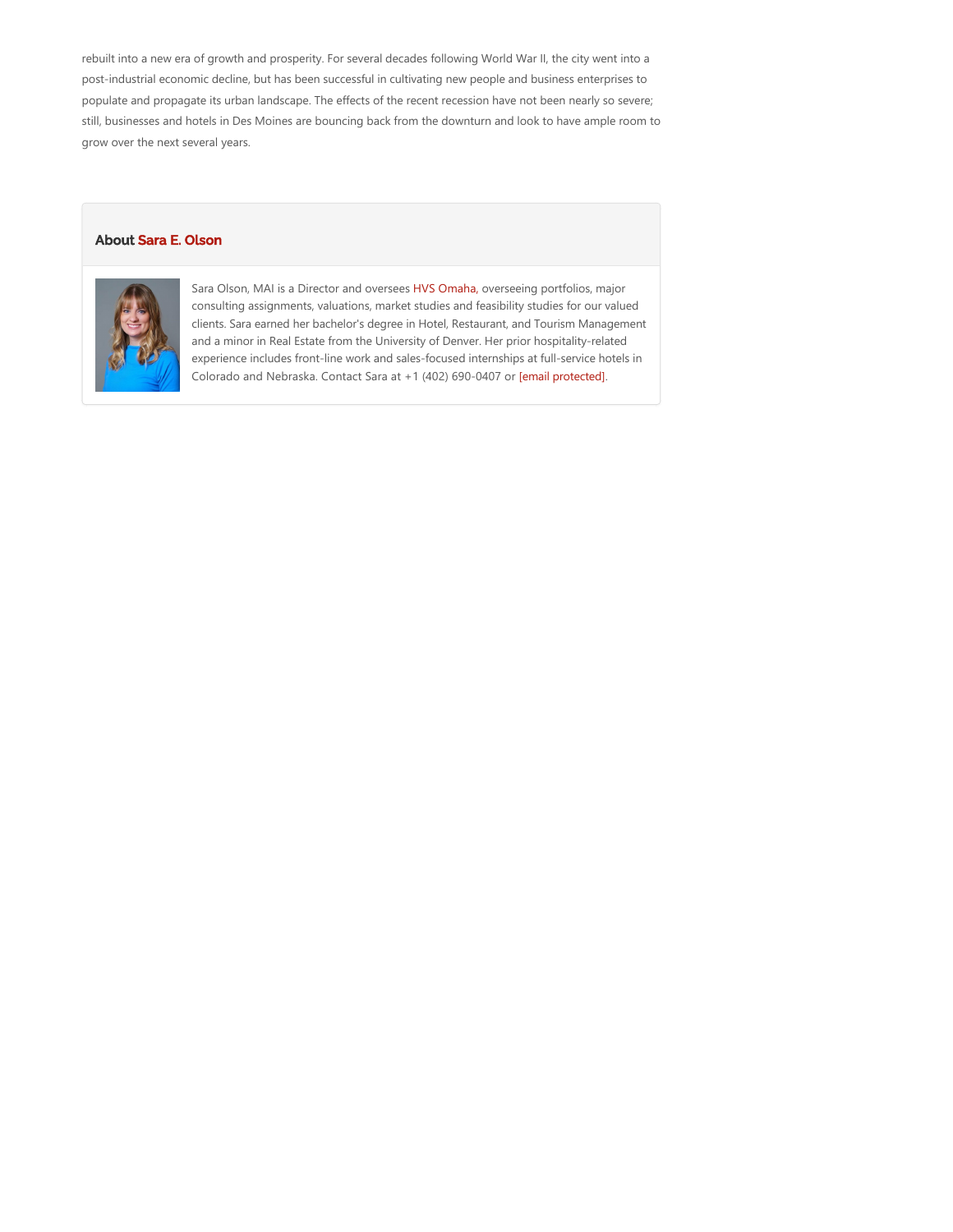rebuilt into a new era of growth and prosperity. For several decades following World War II, the city went into a post-industrial economic decline, but has been successful in cultivating new people and business enterprises to populate and propagate its urban landscape. The effects of the recent recession have not been nearly so severe; still, businesses and hotels in Des Moines are bouncing back from the downturn and look to have ample room to grow over the next several years.

### About Sara E. Olson

Sara Olson, MAI is a Director and oversees HVS Omaha, overseeing portfolios, major consulting assignments, valuations, market studies and feasibility studies for our valued clients. Sara earned her bachelor's degree in Hotel, Restaurant, and Tourism Management and a minor in Real Estate from the University of Denver. Her prior hospitality-related experience includes front-line work and sales-focused internships at full-service hotels in Colorado and Nebraska. Contact Sara at +1 (402) 690-0407 or [email protected].